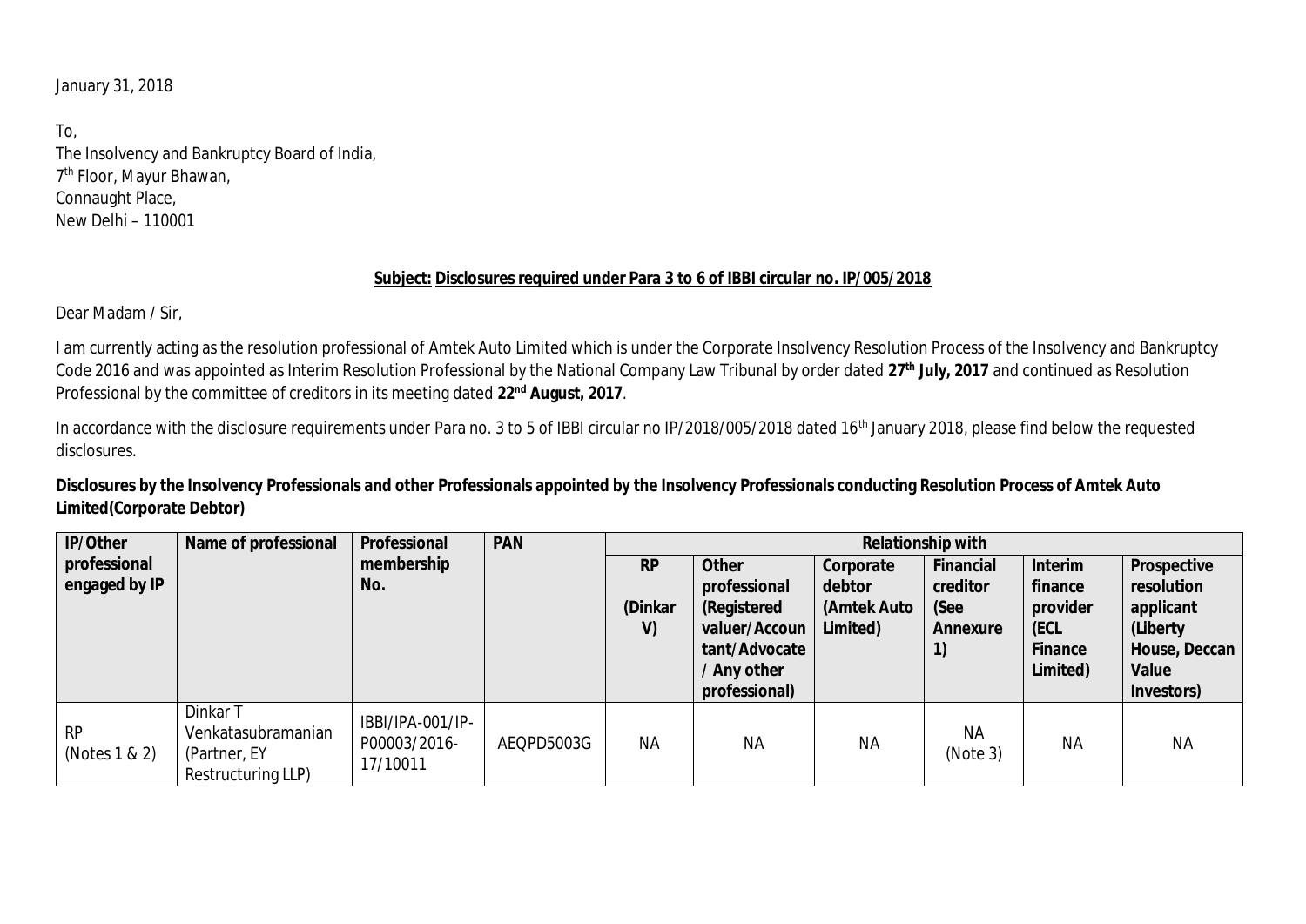January 31, 2018

To,
The Insolvency and Bankruptcy Board of India,
7th Floor, Mayur Bhawan,
Connaught Place,
New Delhi – 110001

**Subject: Disclosures required under Para 3 to 6 of IBBI circular no. IP/005/2018**

Dear Madam / Sir,

I am currently acting as the resolution professional of Amtek Auto Limited which is under the Corporate Insolvency Resolution Process of the Insolvency and Bankruptcy Code 2016 and was appointed as Interim Resolution Professional by the National Company Law Tribunal by order dated **27th July, 2017** and continued as Resolution Professional by the committee of creditors in its meeting dated **22nd August, 2017**.

In accordance with the disclosure requirements under Para no. 3 to 5 of IBBI circular no IP/2018/005/2018 dated 16th January 2018, please find below the requested disclosures.

**Disclosures by the Insolvency Professionals and other Professionals appointed by the Insolvency Professionals conducting Resolution Process of Amtek Auto Limited(Corporate Debtor)**

| IP/Other professional engaged by IP | Name of professional | Professional membership No. | PAN | Relationship with | | | | | |
|---|---|---|---|---|---|---|---|---|---|
| | | | | RP (Dinkar V) | Other professional (Registered valuer/Accountant/Advocate / Any other professional) | Corporate debtor (Amtek Auto Limited) | Financial creditor (See Annexure 1) | Interim finance provider (ECL Finance Limited) | Prospective resolution applicant (Liberty House, Deccan Value Investors) |
| RP (Notes 1 & 2) | Dinkar T Venkatasubramanian (Partner, EY Restructuring LLP) | IBBI/IPA-001/IP-P00003/2016-17/10011 | AEQPD5003G | NA | NA | NA | NA (Note 3) | NA | NA |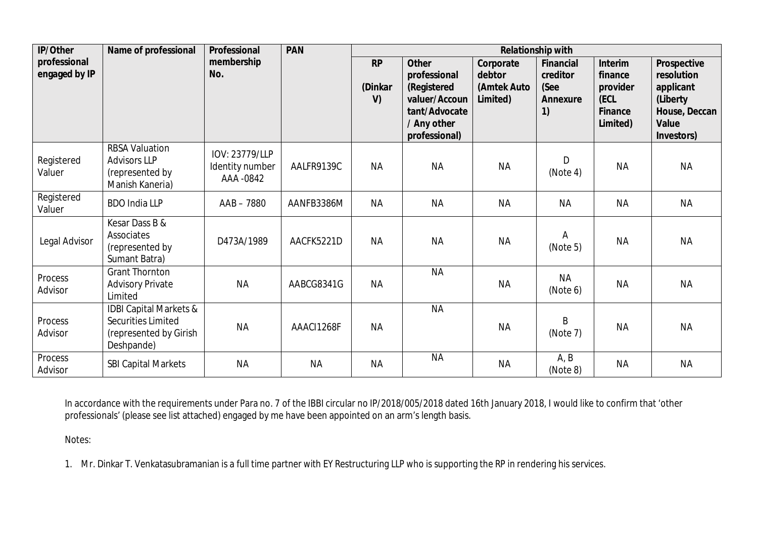| IP/Other professional engaged by IP | Name of professional | Professional membership No. | PAN | Relationship with | | | | | |
|---|---|---|---|---|---|---|---|---|---|
| | | | | RP (Dinkar V) | Other professional (Registered valuer/Accountant/Advocate / Any other professional) | Corporate debtor (Amtek Auto Limited) | Financial creditor (See Annexure 1) | Interim finance provider (ECL Finance Limited) | Prospective resolution applicant (Liberty House, Deccan Value Investors) |
| Registered Valuer | RBSA Valuation Advisors LLP (represented by Manish Kaneria) | IOV: 23779/LLP Identity number AAA -0842 | AALFR9139C | NA | NA | NA | D (Note 4) | NA | NA |
| Registered Valuer | BDO India LLP | AAB – 7880 | AANFB3386M | NA | NA | NA | NA | NA | NA |
| Legal Advisor | Kesar Dass B & Associates (represented by Sumant Batra) | D473A/1989 | AACFK5221D | NA | NA | NA | A (Note 5) | NA | NA |
| Process Advisor | Grant Thornton Advisory Private Limited | NA | AABCG8341G | NA | NA | NA | NA (Note 6) | NA | NA |
| Process Advisor | IDBI Capital Markets & Securities Limited (represented by Girish Deshpande) | NA | AAACI1268F | NA | NA | NA | B (Note 7) | NA | NA |
| Process Advisor | SBI Capital Markets | NA | NA | NA | NA | NA | A, B (Note 8) | NA | NA |

In accordance with the requirements under Para no. 7 of the IBBI circular no IP/2018/005/2018 dated 16th January 2018, I would like to confirm that 'other professionals' (please see list attached) engaged by me have been appointed on an arm's length basis.

Notes:

1. Mr. Dinkar T. Venkatasubramanian is a full time partner with EY Restructuring LLP who is supporting the RP in rendering his services.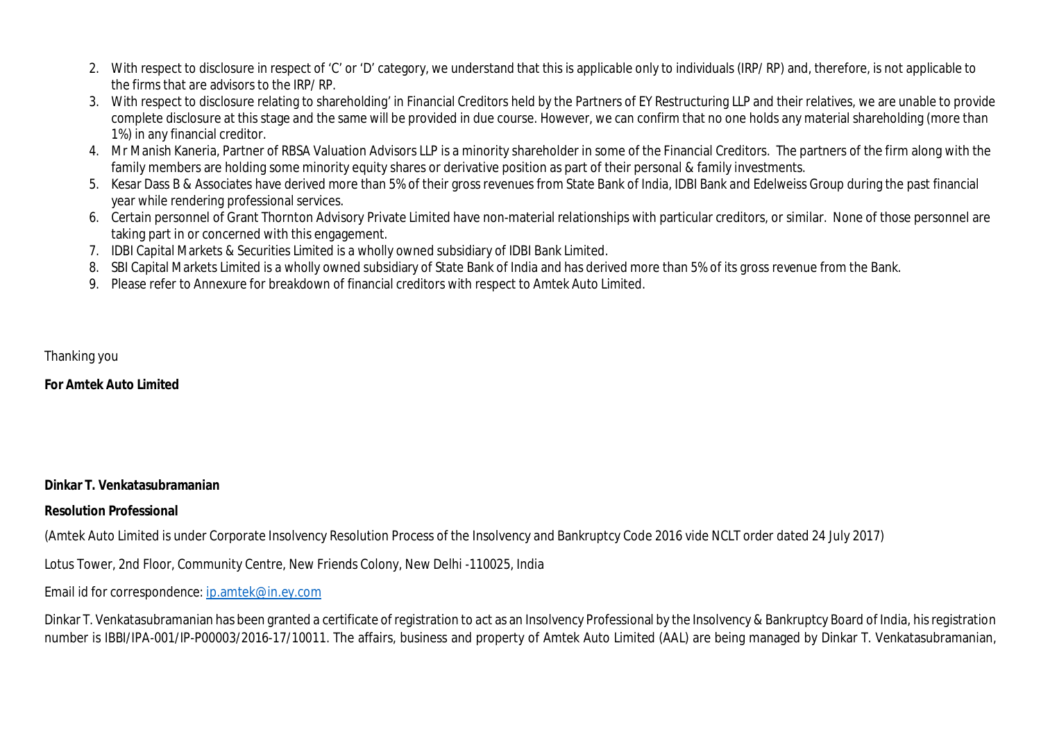2. With respect to disclosure in respect of 'C' or 'D' category, we understand that this is applicable only to individuals (IRP/ RP) and, therefore, is not applicable to the firms that are advisors to the IRP/ RP.
3. With respect to disclosure relating to shareholding' in Financial Creditors held by the Partners of EY Restructuring LLP and their relatives, we are unable to provide complete disclosure at this stage and the same will be provided in due course. However, we can confirm that no one holds any material shareholding (more than 1%) in any financial creditor.
4. Mr Manish Kaneria, Partner of RBSA Valuation Advisors LLP is a minority shareholder in some of the Financial Creditors. The partners of the firm along with the family members are holding some minority equity shares or derivative position as part of their personal & family investments.
5. Kesar Dass B & Associates have derived more than 5% of their gross revenues from State Bank of India, IDBI Bank and Edelweiss Group during the past financial year while rendering professional services.
6. Certain personnel of Grant Thornton Advisory Private Limited have non-material relationships with particular creditors, or similar. None of those personnel are taking part in or concerned with this engagement.
7. IDBI Capital Markets & Securities Limited is a wholly owned subsidiary of IDBI Bank Limited.
8. SBI Capital Markets Limited is a wholly owned subsidiary of State Bank of India and has derived more than 5% of its gross revenue from the Bank.
9. Please refer to Annexure for breakdown of financial creditors with respect to Amtek Auto Limited.

Thanking you

**For Amtek Auto Limited**

**Dinkar T. Venkatasubramanian**

**Resolution Professional**

(Amtek Auto Limited is under Corporate Insolvency Resolution Process of the Insolvency and Bankruptcy Code 2016 vide NCLT order dated 24 July 2017)

Lotus Tower, 2nd Floor, Community Centre, New Friends Colony, New Delhi -110025, India

Email id for correspondence: ip.amtek@in.ey.com

Dinkar T. Venkatasubramanian has been granted a certificate of registration to act as an Insolvency Professional by the Insolvency & Bankruptcy Board of India, his registration number is IBBI/IPA-001/IP-P00003/2016-17/10011. The affairs, business and property of Amtek Auto Limited (AAL) are being managed by Dinkar T. Venkatasubramanian,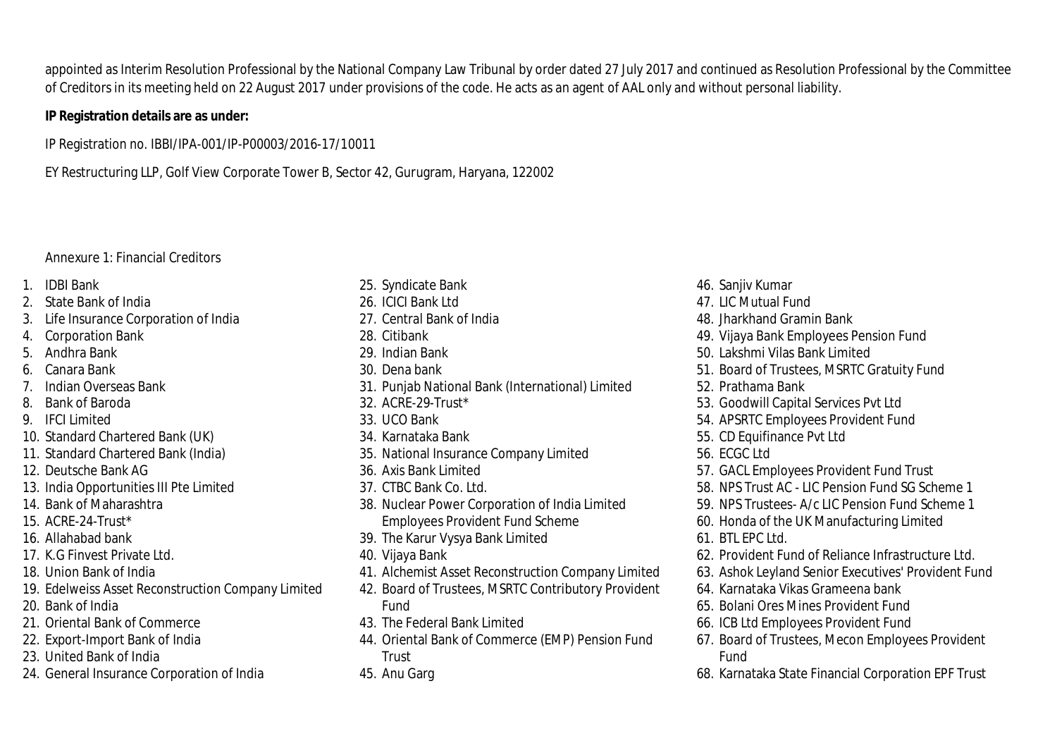appointed as Interim Resolution Professional by the National Company Law Tribunal by order dated 27 July 2017 and continued as Resolution Professional by the Committee of Creditors in its meeting held on 22 August 2017 under provisions of the code. He acts as an agent of AAL only and without personal liability.

**IP Registration details are as under:**

IP Registration no. IBBI/IPA-001/IP-P00003/2016-17/10011

EY Restructuring LLP, Golf View Corporate Tower B, Sector 42, Gurugram, Haryana, 122002

Annexure 1: Financial Creditors

1. IDBI Bank
2. State Bank of India
3. Life Insurance Corporation of India
4. Corporation Bank
5. Andhra Bank
6. Canara Bank
7. Indian Overseas Bank
8. Bank of Baroda
9. IFCI Limited
10. Standard Chartered Bank (UK)
11. Standard Chartered Bank (India)
12. Deutsche Bank AG
13. India Opportunities III Pte Limited
14. Bank of Maharashtra
15. ACRE-24-Trust*
16. Allahabad bank
17. K.G Finvest Private Ltd.
18. Union Bank of India
19. Edelweiss Asset Reconstruction Company Limited
20. Bank of India
21. Oriental Bank of Commerce
22. Export-Import Bank of India
23. United Bank of India
24. General Insurance Corporation of India
25. Syndicate Bank
26. ICICI Bank Ltd
27. Central Bank of India
28. Citibank
29. Indian Bank
30. Dena bank
31. Punjab National Bank (International) Limited
32. ACRE-29-Trust*
33. UCO Bank
34. Karnataka Bank
35. National Insurance Company Limited
36. Axis Bank Limited
37. CTBC Bank Co. Ltd.
38. Nuclear Power Corporation of India Limited Employees Provident Fund Scheme
39. The Karur Vysya Bank Limited
40. Vijaya Bank
41. Alchemist Asset Reconstruction Company Limited
42. Board of Trustees, MSRTC Contributory Provident Fund
43. The Federal Bank Limited
44. Oriental Bank of Commerce (EMP) Pension Fund Trust
45. Anu Garg
46. Sanjiv Kumar
47. LIC Mutual Fund
48. Jharkhand Gramin Bank
49. Vijaya Bank Employees Pension Fund
50. Lakshmi Vilas Bank Limited
51. Board of Trustees, MSRTC Gratuity Fund
52. Prathama Bank
53. Goodwill Capital Services Pvt Ltd
54. APSRTC Employees Provident Fund
55. CD Equifinance Pvt Ltd
56. ECGC Ltd
57. GACL Employees Provident Fund Trust
58. NPS Trust AC - LIC Pension Fund SG Scheme 1
59. NPS Trustees- A/c LIC Pension Fund Scheme 1
60. Honda of the UK Manufacturing Limited
61. BTL EPC Ltd.
62. Provident Fund of Reliance Infrastructure Ltd.
63. Ashok Leyland Senior Executives' Provident Fund
64. Karnataka Vikas Grameena bank
65. Bolani Ores Mines Provident Fund
66. ICB Ltd Employees Provident Fund
67. Board of Trustees, Mecon Employees Provident Fund
68. Karnataka State Financial Corporation EPF Trust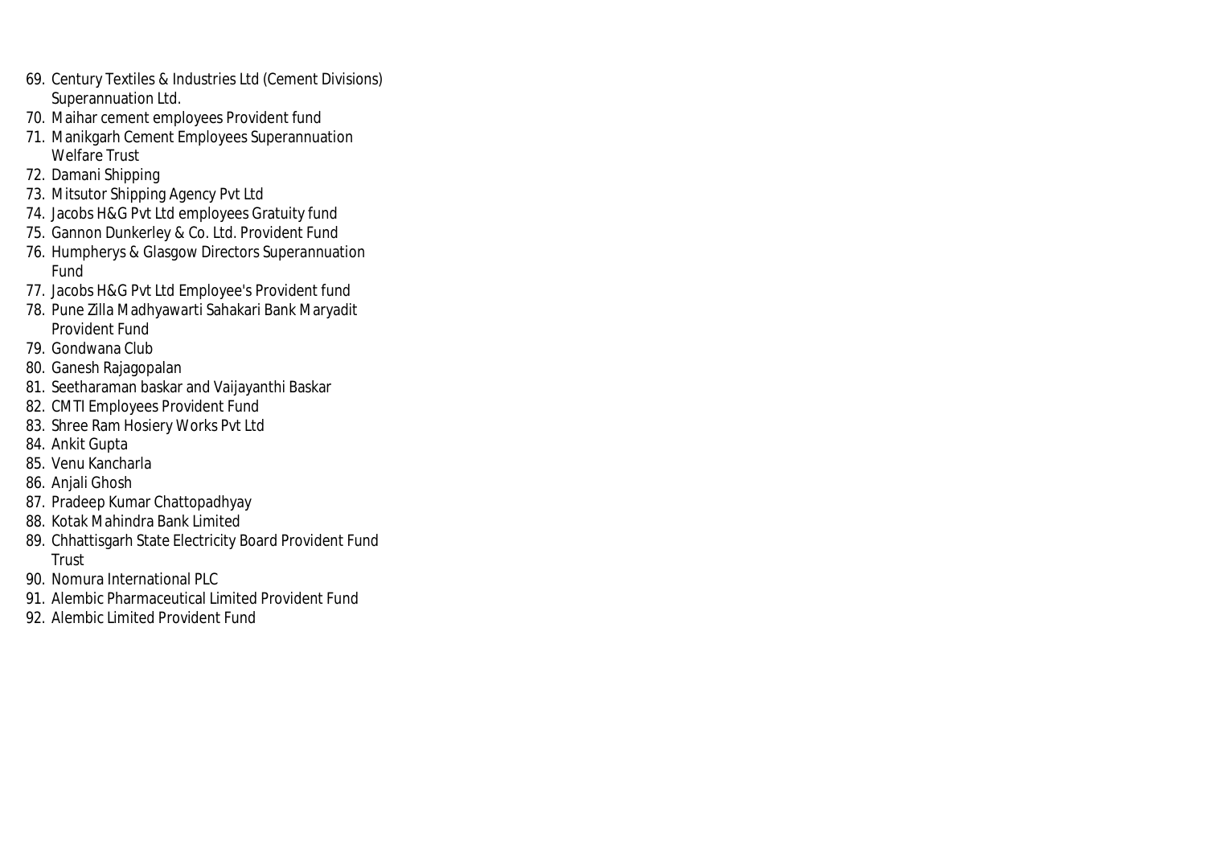69. Century Textiles & Industries Ltd (Cement Divisions) Superannuation Ltd.
70. Maihar cement employees Provident fund
71. Manikgarh Cement Employees Superannuation Welfare Trust
72. Damani Shipping
73. Mitsutor Shipping Agency Pvt Ltd
74. Jacobs H&G Pvt Ltd employees Gratuity fund
75. Gannon Dunkerley & Co. Ltd. Provident Fund
76. Humpherys & Glasgow Directors Superannuation Fund
77. Jacobs H&G Pvt Ltd Employee's Provident fund
78. Pune Zilla Madhyawarti Sahakari Bank Maryadit Provident Fund
79. Gondwana Club
80. Ganesh Rajagopalan
81. Seetharaman baskar and Vaijayanthi Baskar
82. CMTI Employees Provident Fund
83. Shree Ram Hosiery Works Pvt Ltd
84. Ankit Gupta
85. Venu Kancharla
86. Anjali Ghosh
87. Pradeep Kumar Chattopadhyay
88. Kotak Mahindra Bank Limited
89. Chhattisgarh State Electricity Board Provident Fund Trust
90. Nomura International PLC
91. Alembic Pharmaceutical Limited Provident Fund
92. Alembic Limited Provident Fund